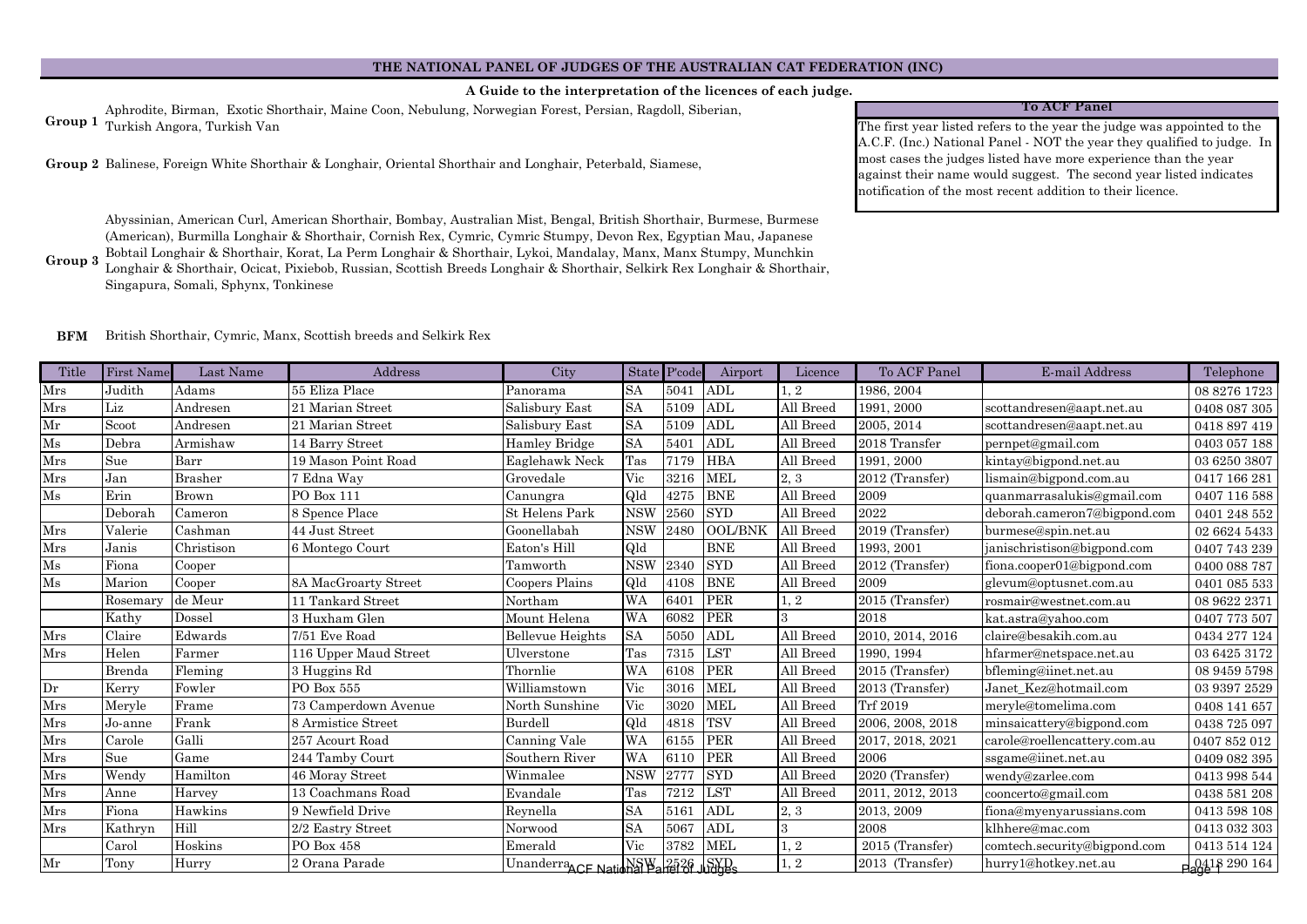# THE NATIONAL PANEL OF JUDGES OF THE AUSTRALIAN CAT FEDERATION (INC)

**A Guide to the interpretation of the licences of each judge.**

**Group 1** Aphrodite, Birman, Exotic Shorthair, Maine Coon, Nebulung, Norwegian Forest, Persian, Ragdoll, Siberian, Turkish Angora, Turkish Van

**Group 2** Balinese, Foreign White Shorthair & Longhair, Oriental Shorthair and Longhair, Peterbald, Siamese,

**Group 3** Abyssinian, American Curl, American Shorthair, Bombay, Australian Mist, Bengal, British Shorthair, Burmese, Burmese (American), Burmilla Longhair & Shorthair, Cornish Rex, Cymric, Cymric Stumpy, Devon Rex, Egyptian Mau, Japanese Bobtail Longhair & Shorthair, Korat, La Perm Longhair & Shorthair, Lykoi, Mandalay, Manx, Manx Stumpy, Munchkin Longhair & Shorthair, Ocicat, Pixiebob, Russian, Scottish Breeds Longhair & Shorthair, Selkirk Rex Longhair & Shorthair, Singapura, Somali, Sphynx, Tonkinese

**BFM** British Shorthair, Cymric, Manx, Scottish breeds and Selkirk Rex

**To ACF Panel**

The first year listed refers to the year the judge was appointed to the A.C.F. (Inc.) National Panel - NOT the year they qualified to judge. In most cases the judges listed have more experience than the year against their name would suggest. The second year listed indicates notification of the most recent addition to their licence.

| Title | First Name | Last Name | Address | City | State | P'code | Airport | Licence | To ACF Panel | E-mail Address | Telephone |
|---|---|---|---|---|---|---|---|---|---|---|---|
| Mrs | Judith | Adams | 55 Eliza Place | Panorama | SA | 5041 | ADL | 1, 2 | 1986, 2004 | | 08 8276 1723 |
| Mrs | Liz | Andresen | 21 Marian Street | Salisbury East | SA | 5109 | ADL | All Breed | 1991, 2000 | scottandresen@aapt.net.au | 0408 087 305 |
| Mr | Scoot | Andresen | 21 Marian Street | Salisbury East | SA | 5109 | ADL | All Breed | 2005, 2014 | scottandresen@aapt.net.au | 0418 897 419 |
| Ms | Debra | Armishaw | 14 Barry Street | Hamley Bridge | SA | 5401 | ADL | All Breed | 2018 Transfer | pernpet@gmail.com | 0403 057 188 |
| Mrs | Sue | Barr | 19 Mason Point Road | Eaglehawk Neck | Tas | 7179 | HBA | All Breed | 1991, 2000 | kintay@bigpond.net.au | 03 6250 3807 |
| Mrs | Jan | Brasher | 7 Edna Way | Grovedale | Vic | 3216 | MEL | 2, 3 | 2012 (Transfer) | lismain@bigpond.com.au | 0417 166 281 |
| Ms | Erin | Brown | PO Box 111 | Canungra | Qld | 4275 | BNE | All Breed | 2009 | quanmarrasalukis@gmail.com | 0407 116 588 |
| | Deborah | Cameron | 8 Spence Place | St Helens Park | NSW | 2560 | SYD | All Breed | 2022 | deborah.cameron7@bigpond.com | 0401 248 552 |
| Mrs | Valerie | Cashman | 44 Just Street | Goonellabah | NSW | 2480 | OOL/BNK | All Breed | 2019 (Transfer) | burmese@spin.net.au | 02 6624 5433 |
| Mrs | Janis | Christison | 6 Montego Court | Eaton's Hill | Qld | | BNE | All Breed | 1993, 2001 | janischristison@bigpond.com | 0407 743 239 |
| Ms | Fiona | Cooper | | Tamworth | NSW | 2340 | SYD | All Breed | 2012 (Transfer) | fiona.cooper01@bigpond.com | 0400 088 787 |
| Ms | Marion | Cooper | 8A MacGroarty Street | Coopers Plains | Qld | 4108 | BNE | All Breed | 2009 | glevum@optusnet.com.au | 0401 085 533 |
| | Rosemary | de Meur | 11 Tankard Street | Northam | WA | 6401 | PER | 1, 2 | 2015 (Transfer) | rosmair@westnet.com.au | 08 9622 2371 |
| | Kathy | Dossel | 3 Huxham Glen | Mount Helena | WA | 6082 | PER | 3 | 2018 | kat.astra@yahoo.com | 0407 773 507 |
| Mrs | Claire | Edwards | 7/51 Eve Road | Bellevue Heights | SA | 5050 | ADL | All Breed | 2010, 2014, 2016 | claire@besakih.com.au | 0434 277 124 |
| Mrs | Helen | Farmer | 116 Upper Maud Street | Ulverstone | Tas | 7315 | LST | All Breed | 1990, 1994 | hfarmer@netspace.net.au | 03 6425 3172 |
| | Brenda | Fleming | 3 Huggins Rd | Thornlie | WA | 6108 | PER | All Breed | 2015 (Transfer) | bfleming@iinet.net.au | 08 9459 5798 |
| Dr | Kerry | Fowler | PO Box 555 | Williamstown | Vic | 3016 | MEL | All Breed | 2013 (Transfer) | Janet_Kez@hotmail.com | 03 9397 2529 |
| Mrs | Meryle | Frame | 73 Camperdown Avenue | North Sunshine | Vic | 3020 | MEL | All Breed | Trf 2019 | meryle@tomelima.com | 0408 141 657 |
| Mrs | Jo-anne | Frank | 8 Armistice Street | Burdell | Qld | 4818 | TSV | All Breed | 2006, 2008, 2018 | minsaicattery@bigpond.com | 0438 725 097 |
| Mrs | Carole | Galli | 257 Acourt Road | Canning Vale | WA | 6155 | PER | All Breed | 2017, 2018, 2021 | carole@roellencattery.com.au | 0407 852 012 |
| Mrs | Sue | Game | 244 Tamby Court | Southern River | WA | 6110 | PER | All Breed | 2006 | ssgame@iinet.net.au | 0409 082 395 |
| Mrs | Wendy | Hamilton | 46 Moray Street | Winmalee | NSW | 2777 | SYD | All Breed | 2020 (Transfer) | wendy@zarlee.com | 0413 998 544 |
| Mrs | Anne | Harvey | 13 Coachmans Road | Evandale | Tas | 7212 | LST | All Breed | 2011, 2012, 2013 | cooncerto@gmail.com | 0438 581 208 |
| Mrs | Fiona | Hawkins | 9 Newfield Drive | Reynella | SA | 5161 | ADL | 2, 3 | 2013, 2009 | fiona@myenyarussians.com | 0413 598 108 |
| Mrs | Kathryn | Hill | 2/2 Eastry Street | Norwood | SA | 5067 | ADL | 3 | 2008 | klhhere@mac.com | 0413 032 303 |
| | Carol | Hoskins | PO Box 458 | Emerald | Vic | 3782 | MEL | 1, 2 | 2015 (Transfer) | comtech.security@bigpond.com | 0413 514 124 |
| Mr | Tony | Hurry | 2 Orana Parade | Unanderra | NSW | 2526 | SYD | 1, 2 | 2013 (Transfer) | hurry1@hotkey.net.au | 0418 290 164 |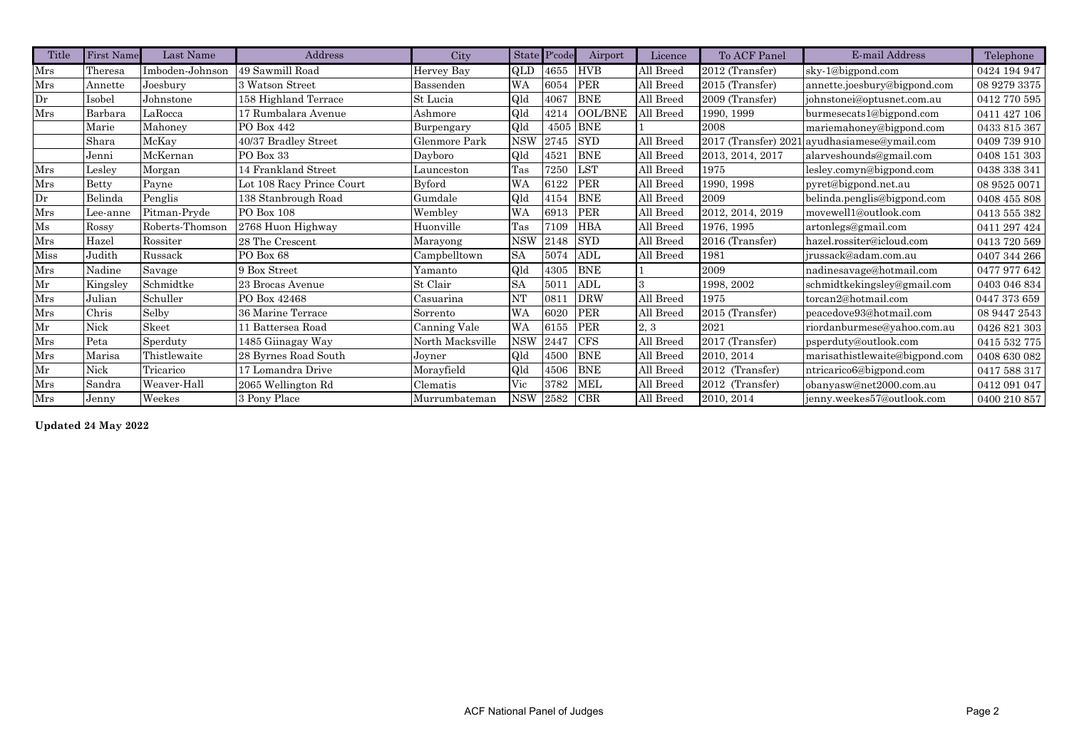| Title | First Name | Last Name | Address | City | State | P'code | Airport | Licence | To ACF Panel | E-mail Address | Telephone |
|---|---|---|---|---|---|---|---|---|---|---|---|
| Mrs | Theresa | Imboden-Johnson | 49 Sawmill Road | Hervey Bay | QLD | 4655 | HVB | All Breed | 2012 (Transfer) | sky-1@bigpond.com | 0424 194 947 |
| Mrs | Annette | Joesbury | 3 Watson Street | Bassenden | WA | 6054 | PER | All Breed | 2015 (Transfer) | annette.joesbury@bigpond.com | 08 9279 3375 |
| Dr | Isobel | Johnstone | 158 Highland Terrace | St Lucia | Qld | 4067 | BNE | All Breed | 2009 (Transfer) | johnstonei@optusnet.com.au | 0412 770 595 |
| Mrs | Barbara | LaRocca | 17 Rumbalara Avenue | Ashmore | Qld | 4214 | OOL/BNE | All Breed | 1990, 1999 | burmesecats1@bigpond.com | 0411 427 106 |
| | Marie | Mahoney | PO Box 442 | Burpengary | Qld | 4505 | BNE | 1 | 2008 | mariemahoney@bigpond.com | 0433 815 367 |
| | Shara | McKay | 40/37 Bradley Street | Glenmore Park | NSW | 2745 | SYD | All Breed | 2017 (Transfer) 2021 | ayudhasiamese@ymail.com | 0409 739 910 |
| | Jenni | McKernan | PO Box 33 | Dayboro | Qld | 4521 | BNE | All Breed | 2013, 2014, 2017 | alarveshounds@gmail.com | 0408 151 303 |
| Mrs | Lesley | Morgan | 14 Frankland Street | Launceston | Tas | 7250 | LST | All Breed | 1975 | lesley.comyn@bigpond.com | 0438 338 341 |
| Mrs | Betty | Payne | Lot 108 Racy Prince Court | Byford | WA | 6122 | PER | All Breed | 1990, 1998 | pyret@bigpond.net.au | 08 9525 0071 |
| Dr | Belinda | Penglis | 138 Stanbrough Road | Gumdale | Qld | 4154 | BNE | All Breed | 2009 | belinda.penglis@bigpond.com | 0408 455 808 |
| Mrs | Lee-anne | Pitman-Pryde | PO Box 108 | Wembley | WA | 6913 | PER | All Breed | 2012, 2014, 2019 | movewell1@outlook.com | 0413 555 382 |
| Ms | Rossy | Roberts-Thomson | 2768 Huon Highway | Huonville | Tas | 7109 | HBA | All Breed | 1976, 1995 | artonlegs@gmail.com | 0411 297 424 |
| Mrs | Hazel | Rossiter | 28 The Crescent | Marayong | NSW | 2148 | SYD | All Breed | 2016 (Transfer) | hazel.rossiter@icloud.com | 0413 720 569 |
| Miss | Judith | Russack | PO Box 68 | Campbelltown | SA | 5074 | ADL | All Breed | 1981 | jrussack@adam.com.au | 0407 344 266 |
| Mrs | Nadine | Savage | 9 Box Street | Yamanto | Qld | 4305 | BNE | 1 | 2009 | nadinesavage@hotmail.com | 0477 977 642 |
| Mr | Kingsley | Schmidtke | 23 Brocas Avenue | St Clair | SA | 5011 | ADL | 3 | 1998, 2002 | schmidtkekingsley@gmail.com | 0403 046 834 |
| Mrs | Julian | Schuller | PO Box 42468 | Casuarina | NT | 0811 | DRW | All Breed | 1975 | torcan2@hotmail.com | 0447 373 659 |
| Mrs | Chris | Selby | 36 Marine Terrace | Sorrento | WA | 6020 | PER | All Breed | 2015 (Transfer) | peacedove93@hotmail.com | 08 9447 2543 |
| Mr | Nick | Skeet | 11 Battersea Road | Canning Vale | WA | 6155 | PER | 2, 3 | 2021 | riordanburmese@yahoo.com.au | 0426 821 303 |
| Mrs | Peta | Sperduty | 1485 Giinagay Way | North Macksville | NSW | 2447 | CFS | All Breed | 2017 (Transfer) | psperduty@outlook.com | 0415 532 775 |
| Mrs | Marisa | Thistlewaite | 28 Byrnes Road South | Joyner | Qld | 4500 | BNE | All Breed | 2010, 2014 | marisathistlewaite@bigpond.com | 0408 630 082 |
| Mr | Nick | Tricarico | 17 Lomandra Drive | Morayfield | Qld | 4506 | BNE | All Breed | 2012 (Transfer) | ntricarico6@bigpond.com | 0417 588 317 |
| Mrs | Sandra | Weaver-Hall | 2065 Wellington Rd | Clematis | Vic | 3782 | MEL | All Breed | 2012 (Transfer) | obanyasw@net2000.com.au | 0412 091 047 |
| Mrs | Jenny | Weekes | 3 Pony Place | Murrumbateman | NSW | 2582 | CBR | All Breed | 2010, 2014 | jenny.weekes57@outlook.com | 0400 210 857 |

**Updated 24 May 2022**